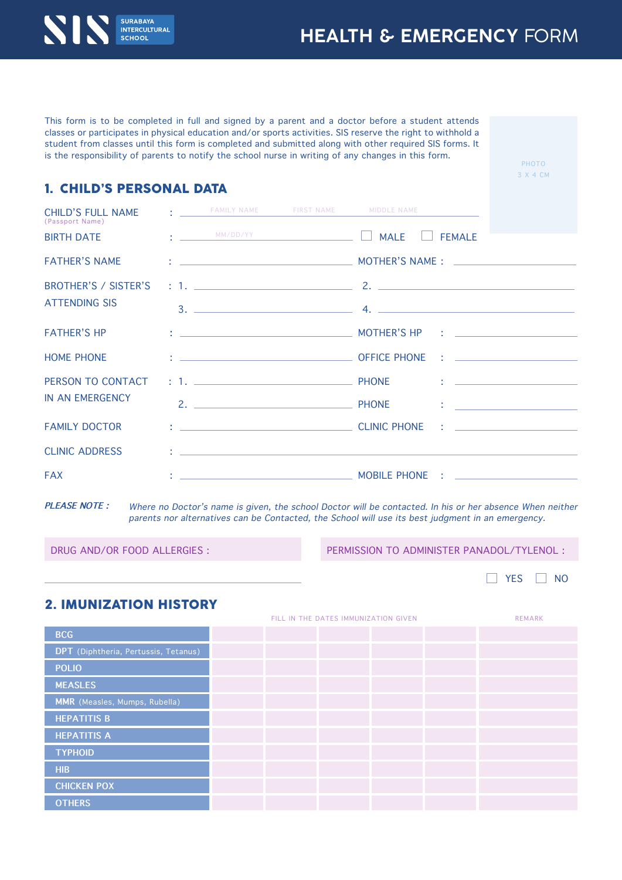SURABAYA INTERCULTURAL SCHOOL

# HEALTH & EMERGENCY FORM

This form is to be completed in full and signed by a parent and a doctor before a student attends classes or participates in physical education and/or sports activities. SIS reserve the right to withhold a student from classes until this form is completed and submitted along with other required SIS forms. It is the responsibility of parents to notify the school nurse in writing of any changes in this form.

PHOTO
3 X 4 CM

## 1. CHILD'S PERSONAL DATA

CHILD'S FULL NAME (Passport Name) : FAMILY NAME ______ FIRST NAME ______ MIDDLE NAME ______

BIRTH DATE : MM/DD/YY ______ ☐ MALE ☐ FEMALE

FATHER'S NAME : ______ MOTHER'S NAME : ______

BROTHER'S / SISTER'S ATTENDING SIS : 1. ______ 2. ______ 3. ______ 4. ______

FATHER'S HP : ______ MOTHER'S HP : ______

HOME PHONE : ______ OFFICE PHONE : ______

PERSON TO CONTACT IN AN EMERGENCY : 1. ______ PHONE : ______
2. ______ PHONE : ______

FAMILY DOCTOR : ______ CLINIC PHONE : ______

CLINIC ADDRESS : ______

FAX : ______ MOBILE PHONE : ______

***PLEASE NOTE :*** *Where no Doctor's name is given, the school Doctor will be contacted. In his or her absence When neither parents nor alternatives can be Contacted, the School will use its best judgment in an emergency.*

DRUG AND/OR FOOD ALLERGIES : ______

PERMISSION TO ADMINISTER PANADOL/TYLENOL : ☐ YES ☐ NO

## 2. IMUNIZATION HISTORY

| | FILL IN THE DATES IMMUNIZATION GIVEN | | | | | REMARK |
|---|---|---|---|---|---|---|
| BCG | | | | | | |
| DPT (Diphtheria, Pertussis, Tetanus) | | | | | | |
| POLIO | | | | | | |
| MEASLES | | | | | | |
| MMR (Measles, Mumps, Rubella) | | | | | | |
| HEPATITIS B | | | | | | |
| HEPATITIS A | | | | | | |
| TYPHOID | | | | | | |
| HIB | | | | | | |
| CHICKEN POX | | | | | | |
| OTHERS | | | | | | |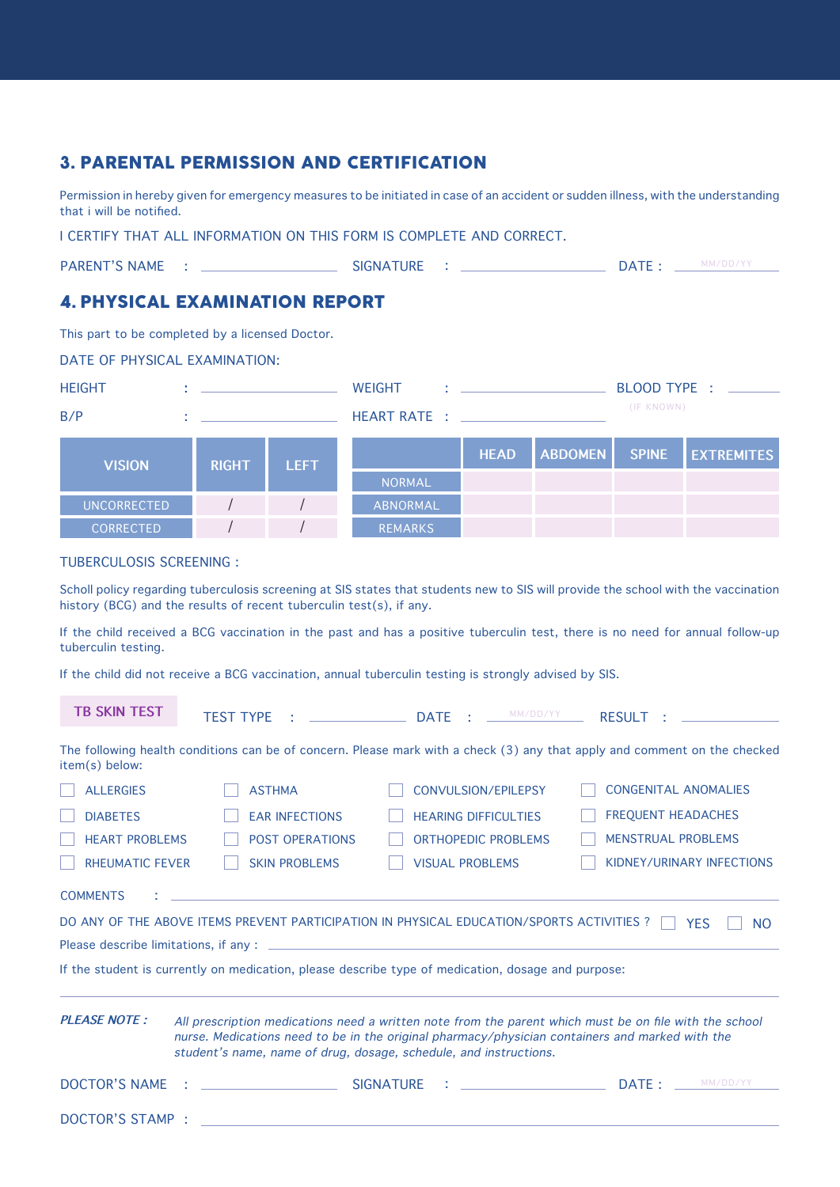## 3. PARENTAL PERMISSION AND CERTIFICATION

Permission in hereby given for emergency measures to be initiated in case of an accident or sudden illness, with the understanding that i will be notified.

I CERTIFY THAT ALL INFORMATION ON THIS FORM IS COMPLETE AND CORRECT.

PARENT'S NAME : ____________ SIGNATURE : ____________ DATE : MM/DD/YY

## 4. PHYSICAL EXAMINATION REPORT

This part to be completed by a licensed Doctor.

DATE OF PHYSICAL EXAMINATION:

HEIGHT : ____________ WEIGHT : ____________ BLOOD TYPE (IF KNOWN) : ____________

B/P : ____________ HEART RATE : ____________

| VISION | RIGHT | LEFT |
|---|---|---|
| UNCORRECTED | / | / |
| CORRECTED | / | / |

| | HEAD | ABDOMEN | SPINE | EXTREMITES |
|---|---|---|---|---|
| NORMAL | | | | |
| ABNORMAL | | | | |
| REMARKS | | | | |

TUBERCULOSIS SCREENING :

Scholl policy regarding tuberculosis screening at SIS states that students new to SIS will provide the school with the vaccination history (BCG) and the results of recent tuberculin test(s), if any.

If the child received a BCG vaccination in the past and has a positive tuberculin test, there is no need for annual follow-up tuberculin testing.

If the child did not receive a BCG vaccination, annual tuberculin testing is strongly advised by SIS.

TB SKIN TEST    TEST TYPE : ____________ DATE : MM/DD/YY RESULT : ____________

The following health conditions can be of concern. Please mark with a check (3) any that apply and comment on the checked item(s) below:

- ☐ ALLERGIES
- ☐ ASTHMA
- ☐ CONVULSION/EPILEPSY
- ☐ CONGENITAL ANOMALIES
- ☐ DIABETES
- ☐ EAR INFECTIONS
- ☐ HEARING DIFFICULTIES
- ☐ FREQUENT HEADACHES
- ☐ HEART PROBLEMS
- ☐ POST OPERATIONS
- ☐ ORTHOPEDIC PROBLEMS
- ☐ MENSTRUAL PROBLEMS
- ☐ RHEUMATIC FEVER
- ☐ SKIN PROBLEMS
- ☐ VISUAL PROBLEMS
- ☐ KIDNEY/URINARY INFECTIONS

COMMENTS : ____________

DO ANY OF THE ABOVE ITEMS PREVENT PARTICIPATION IN PHYSICAL EDUCATION/SPORTS ACTIVITIES ? ☐ YES ☐ NO

Please describe limitations, if any : ____________

If the student is currently on medication, please describe type of medication, dosage and purpose:

____________

***PLEASE NOTE :*** *All prescription medications need a written note from the parent which must be on file with the school nurse. Medications need to be in the original pharmacy/physician containers and marked with the student's name, name of drug, dosage, schedule, and instructions.*

DOCTOR'S NAME : ____________ SIGNATURE : ____________ DATE : MM/DD/YY

DOCTOR'S STAMP : ____________